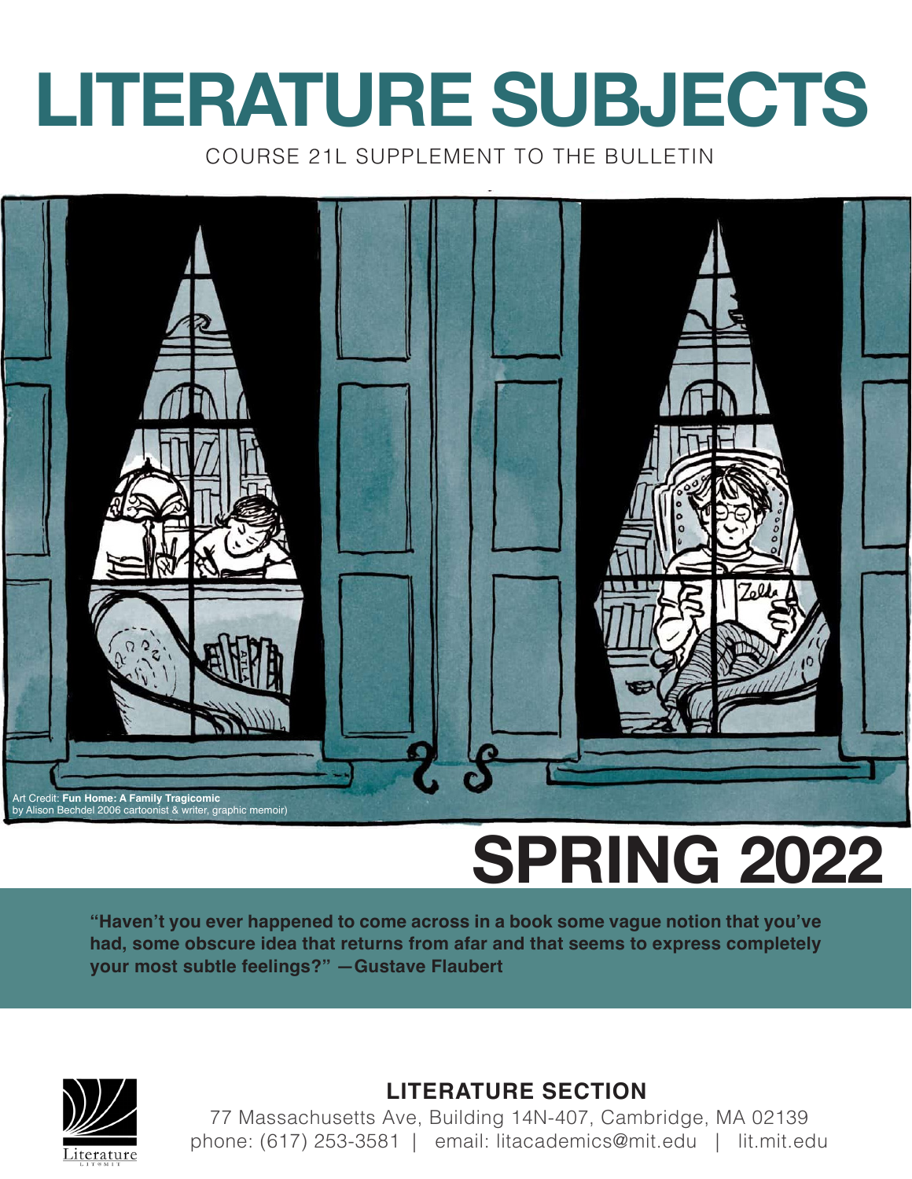# LITERATURE SUBJECTS

COURSE 21L SUPPLEMENT TO THE BULLETIN

Art Credit: **Fun Home: A Family Tragicomic** by Alison Bechdel 2006 cartoonist & writer, graphic memoir)

# SPRING 2022

**"Haven't you ever happened to come across in a book some vague notion that you've had, some obscure idea that returns from afar and that seems to express completely your most subtle feelings?" —Gustave Flaubert**

## LITERATURE SECTION

77 Massachusetts Ave, Building 14N-407, Cambridge, MA 02139
phone: (617) 253-3581 | email: litacademics@mit.edu | lit.mit.edu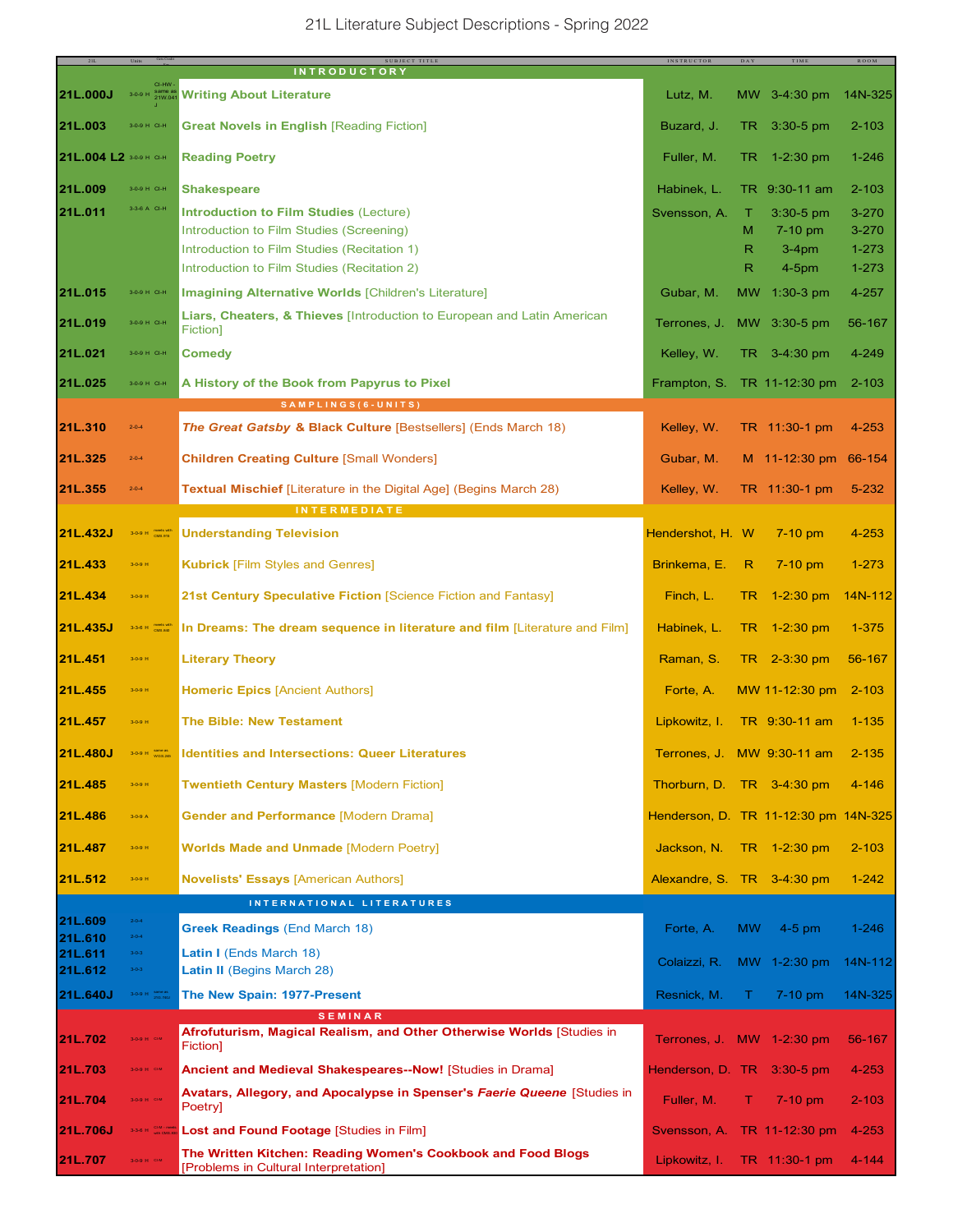# 21L Literature Subject Descriptions - Spring 2022

| 21L | Units | Gen Credit | SUBJECT TITLE | INSTRUCTOR | DAY | TIME | ROOM |
|---|---|---|---|---|---|---|---|
| **INTRODUCTORY** | | | | | | | |
| **21L.000J** | 3-0-9 H | CI-HW - same as 21W.041J | **Writing About Literature** | Lutz, M. | MW | 3-4:30 pm | 14N-325 |
| **21L.003** | 3-0-9 H | CI-H | **Great Novels in English** [Reading Fiction] | Buzard, J. | TR | 3:30-5 pm | 2-103 |
| **21L.004 L2** | 3-0-9 H | CI-H | **Reading Poetry** | Fuller, M. | TR | 1-2:30 pm | 1-246 |
| **21L.009** | 3-0-9 H | CI-H | **Shakespeare** | Habinek, L. | TR | 9:30-11 am | 2-103 |
| **21L.011** | 3-3-6 A | CI-H | **Introduction to Film Studies** (Lecture) | Svensson, A. | T | 3:30-5 pm | 3-270 |
| | | | Introduction to Film Studies (Screening) | | M | 7-10 pm | 3-270 |
| | | | Introduction to Film Studies (Recitation 1) | | R | 3-4pm | 1-273 |
| | | | Introduction to Film Studies (Recitation 2) | | R | 4-5pm | 1-273 |
| **21L.015** | 3-0-9 H | CI-H | **Imagining Alternative Worlds** [Children's Literature] | Gubar, M. | MW | 1:30-3 pm | 4-257 |
| **21L.019** | 3-0-9 H | CI-H | **Liars, Cheaters, & Thieves** [Introduction to European and Latin American Fiction] | Terrones, J. | MW | 3:30-5 pm | 56-167 |
| **21L.021** | 3-0-9 H | CI-H | **Comedy** | Kelley, W. | TR | 3-4:30 pm | 4-249 |
| **21L.025** | 3-0-9 H | CI-H | **A History of the Book from Papyrus to Pixel** | Frampton, S. | TR | 11-12:30 pm | 2-103 |
| **SAMPLINGS (6-UNITS)** | | | | | | | |
| **21L.310** | 2-0-4 | | ***The Great Gatsby* & Black Culture** [Bestsellers] (Ends March 18) | Kelley, W. | TR | 11:30-1 pm | 4-253 |
| **21L.325** | 2-0-4 | | **Children Creating Culture** [Small Wonders] | Gubar, M. | M | 11-12:30 pm | 66-154 |
| **21L.355** | 2-0-4 | | **Textual Mischief** [Literature in the Digital Age] (Begins March 28) | Kelley, W. | TR | 11:30-1 pm | 5-232 |
| **INTERMEDIATE** | | | | | | | |
| **21L.432J** | 3-0-9 H | meets with CMS.916 | **Understanding Television** | Hendershot, H. | W | 7-10 pm | 4-253 |
| **21L.433** | 3-0-9 H | | **Kubrick** [Film Styles and Genres] | Brinkema, E. | R | 7-10 pm | 1-273 |
| **21L.434** | 3-0-9 H | | **21st Century Speculative Fiction** [Science Fiction and Fantasy] | Finch, L. | TR | 1-2:30 pm | 14N-112 |
| **21L.435J** | 3-3-6 H | meets with CMS.840 | **In Dreams: The dream sequence in literature and film** [Literature and Film] | Habinek, L. | TR | 1-2:30 pm | 1-375 |
| **21L.451** | 3-0-9 H | | **Literary Theory** | Raman, S. | TR | 2-3:30 pm | 56-167 |
| **21L.455** | 3-0-9 H | | **Homeric Epics** [Ancient Authors] | Forte, A. | MW | 11-12:30 pm | 2-103 |
| **21L.457** | 3-0-9 H | | **The Bible: New Testament** | Lipkowitz, I. | TR | 9:30-11 am | 1-135 |
| **21L.480J** | 3-0-9 H | same as WGS.245 | **Identities and Intersections: Queer Literatures** | Terrones, J. | MW | 9:30-11 am | 2-135 |
| **21L.485** | 3-0-9 H | | **Twentieth Century Masters** [Modern Fiction] | Thorburn, D. | TR | 3-4:30 pm | 4-146 |
| **21L.486** | 3-0-9 A | | **Gender and Performance** [Modern Drama] | Henderson, D. | TR | 11-12:30 pm | 14N-325 |
| **21L.487** | 3-0-9 H | | **Worlds Made and Unmade** [Modern Poetry] | Jackson, N. | TR | 1-2:30 pm | 2-103 |
| **21L.512** | 3-0-9 H | | **Novelists' Essays** [American Authors] | Alexandre, S. | TR | 3-4:30 pm | 1-242 |
| **INTERNATIONAL LITERATURES** | | | | | | | |
| **21L.609** / **21L.610** | 3-0-4 / 3-0-4 | | **Greek Readings** (End March 18) | Forte, A. | MW | 4-5 pm | 1-246 |
| **21L.611** / **21L.612** | 3-0-3 / 3-0-3 | | **Latin I** (Ends March 18) / **Latin II** (Begins March 28) | Colaizzi, R. | MW | 1-2:30 pm | 14N-112 |
| **21L.640J** | 3-0-9 H | same as 21G.766J | **The New Spain: 1977-Present** | Resnick, M. | T | 7-10 pm | 14N-325 |
| **SEMINAR** | | | | | | | |
| **21L.702** | 3-0-9 H | CI-M | **Afrofuturism, Magical Realism, and Other Otherwise Worlds** [Studies in Fiction] | Terrones, J. | MW | 1-2:30 pm | 56-167 |
| **21L.703** | 3-0-9 H | CI-M | **Ancient and Medieval Shakespeares--Now!** [Studies in Drama] | Henderson, D. | TR | 3:30-5 pm | 4-253 |
| **21L.704** | 3-0-9 H | CI-M | **Avatars, Allegory, and Apocalypse in Spenser's *Faerie Queene*** [Studies in Poetry] | Fuller, M. | T | 7-10 pm | 2-103 |
| **21L.706J** | 3-3-6 H | CI-M - meets with CMS.830 | **Lost and Found Footage** [Studies in Film] | Svensson, A. | TR | 11-12:30 pm | 4-253 |
| **21L.707** | 3-0-9 H | CI-M | **The Written Kitchen: Reading Women's Cookbook and Food Blogs** [Problems in Cultural Interpretation] | Lipkowitz, I. | TR | 11:30-1 pm | 4-144 |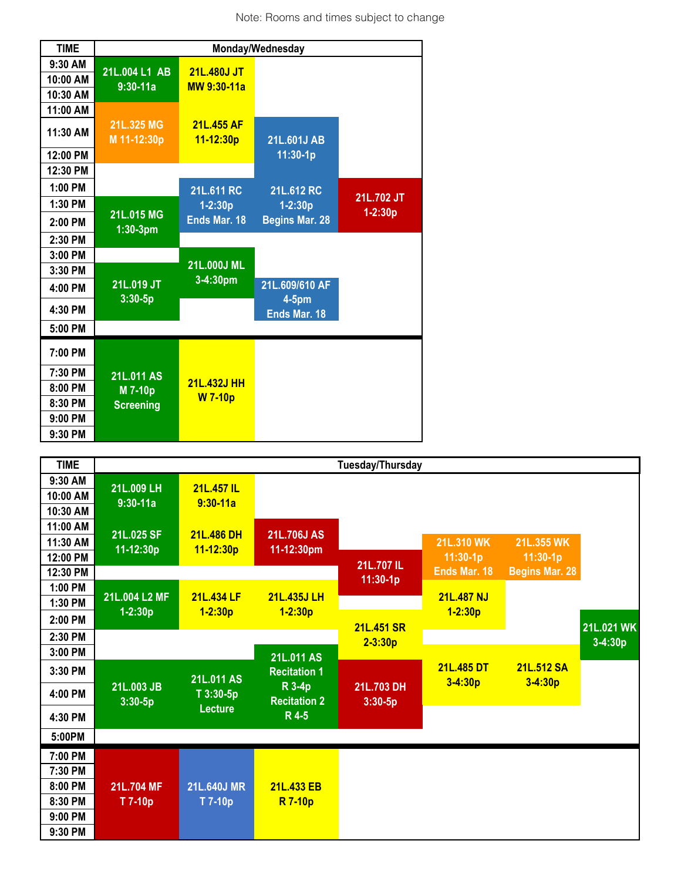Note: Rooms and times subject to change

| TIME | Monday/Wednesday | | | |
|---|---|---|---|---|
| 9:30 AM | 21L.004 L1 AB 9:30-11a | 21L.480J JT MW 9:30-11a | | |
| 10:00 AM | | | | |
| 10:30 AM | | | | |
| 11:00 AM | 21L.325 MG M 11-12:30p | 21L.455 AF 11-12:30p | | |
| 11:30 AM | | | 21L.601J AB 11:30-1p | |
| 12:00 PM | | | | |
| 12:30 PM | | | | |
| 1:00 PM | | 21L.611 RC 1-2:30p Ends Mar. 18 | 21L.612 RC 1-2:30p Begins Mar. 28 | 21L.702 JT 1-2:30p |
| 1:30 PM | 21L.015 MG 1:30-3pm | | | |
| 2:00 PM | | | | |
| 2:30 PM | | | | |
| 3:00 PM | | 21L.000J ML 3-4:30pm | | |
| 3:30 PM | 21L.019 JT 3:30-5p | | | |
| 4:00 PM | | | 21L.609/610 AF 4-5pm Ends Mar. 18 | |
| 4:30 PM | | | | |
| 5:00 PM | | | | |
| 7:00 PM | 21L.011 AS M 7-10p Screening | 21L.432J HH W 7-10p | | |
| 7:30 PM | | | | |
| 8:00 PM | | | | |
| 8:30 PM | | | | |
| 9:00 PM | | | | |
| 9:30 PM | | | | |

| TIME | Tuesday/Thursday | | | | | | |
|---|---|---|---|---|---|---|---|
| 9:30 AM | 21L.009 LH 9:30-11a | 21L.457 IL 9:30-11a | | | | | |
| 10:00 AM | | | | | | | |
| 10:30 AM | | | | | | | |
| 11:00 AM | 21L.025 SF 11-12:30p | 21L.486 DH 11-12:30p | 21L.706J AS 11-12:30pm | | | | |
| 11:30 AM | | | | 21L.707 IL 11:30-1p | 21L.310 WK 11:30-1p Ends Mar. 18 | 21L.355 WK 11:30-1p Begins Mar. 28 | |
| 12:00 PM | | | | | | | |
| 12:30 PM | | | | | | | |
| 1:00 PM | 21L.004 L2 MF 1-2:30p | 21L.434 LF 1-2:30p | 21L.435J LH 1-2:30p | | 21L.487 NJ 1-2:30p | | |
| 1:30 PM | | | | | | | |
| 2:00 PM | | | | 21L.451 SR 2-3:30p | | | 21L.021 WK 3-4:30p |
| 2:30 PM | | | | | | | |
| 3:00 PM | | | 21L.011 AS Recitation 1 R 3-4p Recitation 2 R 4-5 | | 21L.485 DT 3-4:30p | 21L.512 SA 3-4:30p | |
| 3:30 PM | 21L.003 JB 3:30-5p | 21L.011 AS T 3:30-5p Lecture | | 21L.703 DH 3:30-5p | | | |
| 4:00 PM | | | | | | | |
| 4:30 PM | | | | | | | |
| 5:00PM | | | | | | | |
| 7:00 PM | 21L.704 MF T 7-10p | 21L.640J MR T 7-10p | 21L.433 EB R 7-10p | | | | |
| 7:30 PM | | | | | | | |
| 8:00 PM | | | | | | | |
| 8:30 PM | | | | | | | |
| 9:00 PM | | | | | | | |
| 9:30 PM | | | | | | | |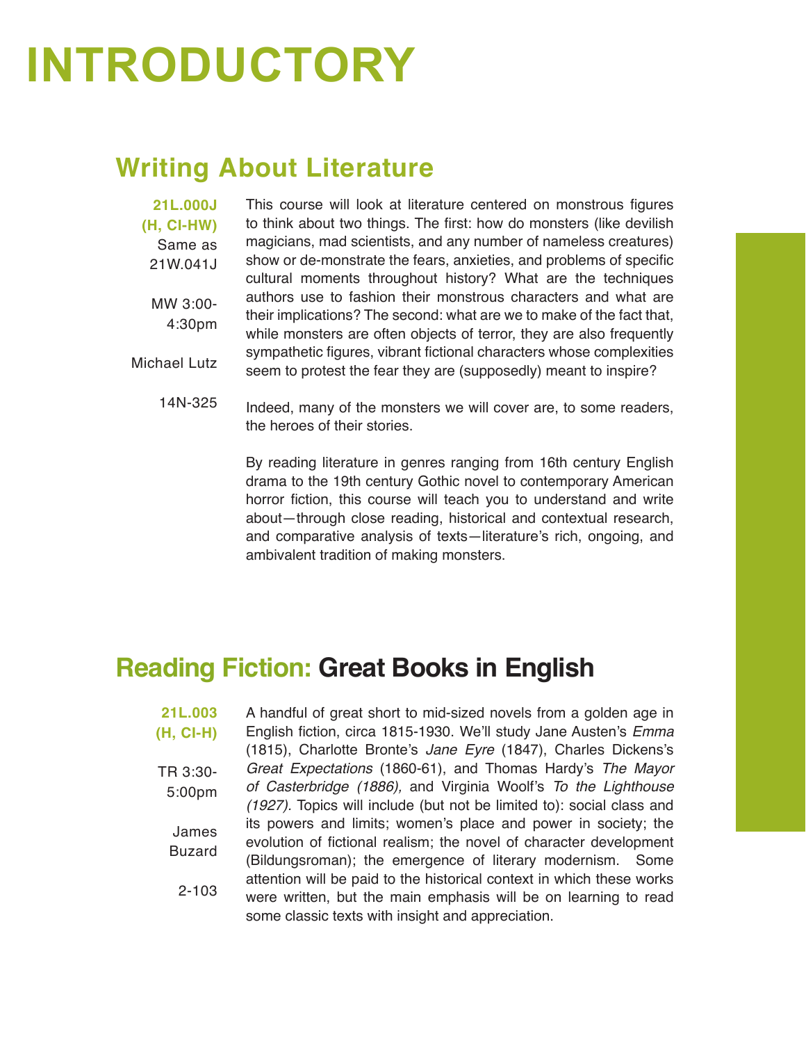# INTRODUCTORY

## Writing About Literature

**21L.000J (H, CI-HW)**
Same as 21W.041J

MW 3:00-4:30pm

Michael Lutz

14N-325

This course will look at literature centered on monstrous figures to think about two things. The first: how do monsters (like devilish magicians, mad scientists, and any number of nameless creatures) show or de-monstrate the fears, anxieties, and problems of specific cultural moments throughout history? What are the techniques authors use to fashion their monstrous characters and what are their implications? The second: what are we to make of the fact that, while monsters are often objects of terror, they are also frequently sympathetic figures, vibrant fictional characters whose complexities seem to protest the fear they are (supposedly) meant to inspire?

Indeed, many of the monsters we will cover are, to some readers, the heroes of their stories.

By reading literature in genres ranging from 16th century English drama to the 19th century Gothic novel to contemporary American horror fiction, this course will teach you to understand and write about—through close reading, historical and contextual research, and comparative analysis of texts—literature's rich, ongoing, and ambivalent tradition of making monsters.

## Reading Fiction: Great Books in English

**21L.003 (H, CI-H)**

TR 3:30-5:00pm

James Buzard

2-103

A handful of great short to mid-sized novels from a golden age in English fiction, circa 1815-1930. We'll study Jane Austen's *Emma* (1815), Charlotte Bronte's *Jane Eyre* (1847), Charles Dickens's *Great Expectations* (1860-61), and Thomas Hardy's *The Mayor of Casterbridge (1886),* and Virginia Woolf's *To the Lighthouse (1927)*. Topics will include (but not be limited to): social class and its powers and limits; women's place and power in society; the evolution of fictional realism; the novel of character development (Bildungsroman); the emergence of literary modernism. Some attention will be paid to the historical context in which these works were written, but the main emphasis will be on learning to read some classic texts with insight and appreciation.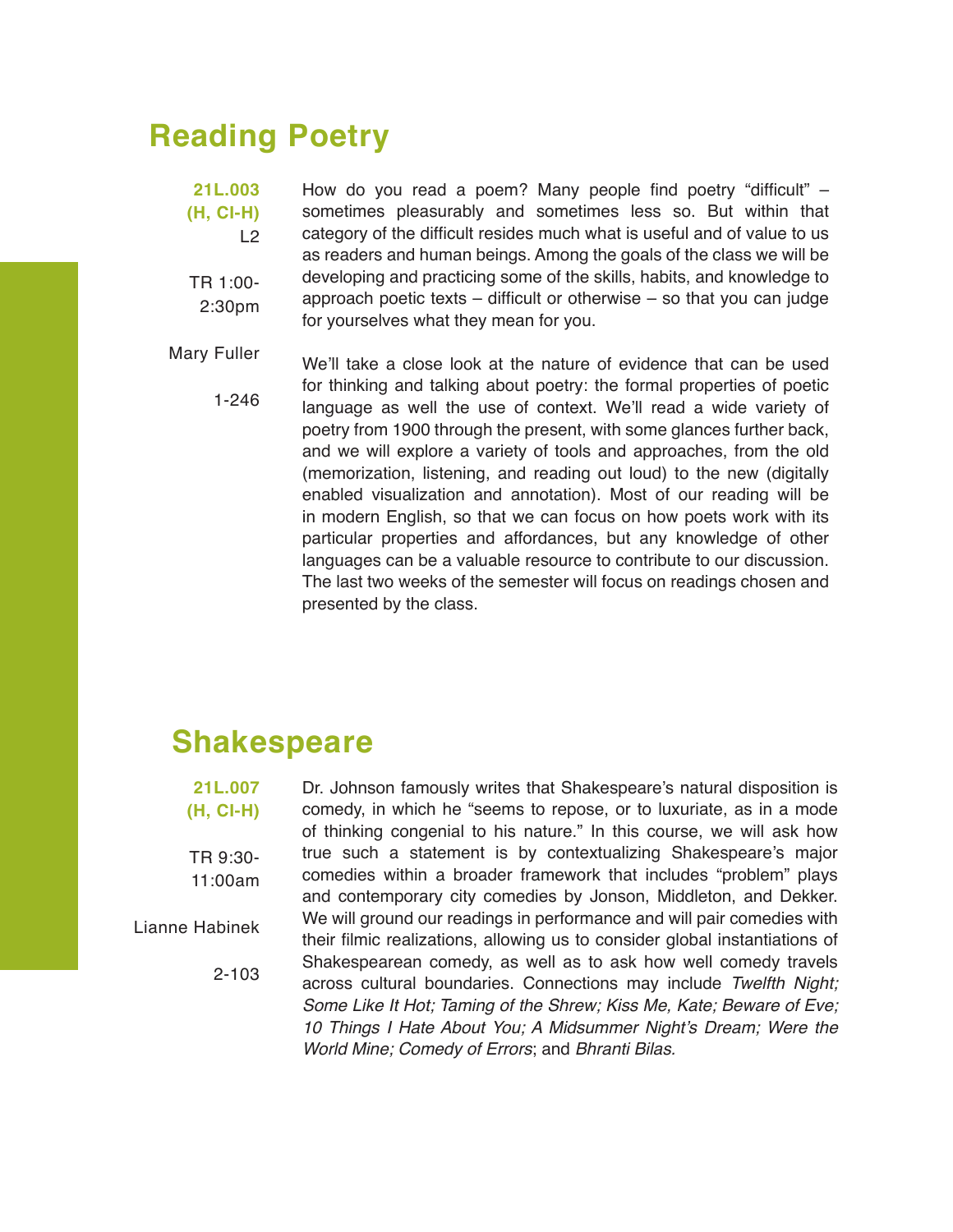## Reading Poetry

**21L.003 (H, CI-H)**
L2

TR 1:00-2:30pm

Mary Fuller

1-246

How do you read a poem? Many people find poetry "difficult" – sometimes pleasurably and sometimes less so. But within that category of the difficult resides much what is useful and of value to us as readers and human beings. Among the goals of the class we will be developing and practicing some of the skills, habits, and knowledge to approach poetic texts – difficult or otherwise – so that you can judge for yourselves what they mean for you.

We'll take a close look at the nature of evidence that can be used for thinking and talking about poetry: the formal properties of poetic language as well the use of context. We'll read a wide variety of poetry from 1900 through the present, with some glances further back, and we will explore a variety of tools and approaches, from the old (memorization, listening, and reading out loud) to the new (digitally enabled visualization and annotation). Most of our reading will be in modern English, so that we can focus on how poets work with its particular properties and affordances, but any knowledge of other languages can be a valuable resource to contribute to our discussion. The last two weeks of the semester will focus on readings chosen and presented by the class.

## Shakespeare

**21L.007 (H, CI-H)**

TR 9:30-11:00am

Lianne Habinek

2-103

Dr. Johnson famously writes that Shakespeare's natural disposition is comedy, in which he "seems to repose, or to luxuriate, as in a mode of thinking congenial to his nature." In this course, we will ask how true such a statement is by contextualizing Shakespeare's major comedies within a broader framework that includes "problem" plays and contemporary city comedies by Jonson, Middleton, and Dekker. We will ground our readings in performance and will pair comedies with their filmic realizations, allowing us to consider global instantiations of Shakespearean comedy, as well as to ask how well comedy travels across cultural boundaries. Connections may include *Twelfth Night; Some Like It Hot; Taming of the Shrew; Kiss Me, Kate; Beware of Eve; 10 Things I Hate About You; A Midsummer Night's Dream; Were the World Mine; Comedy of Errors*; and *Bhranti Bilas*.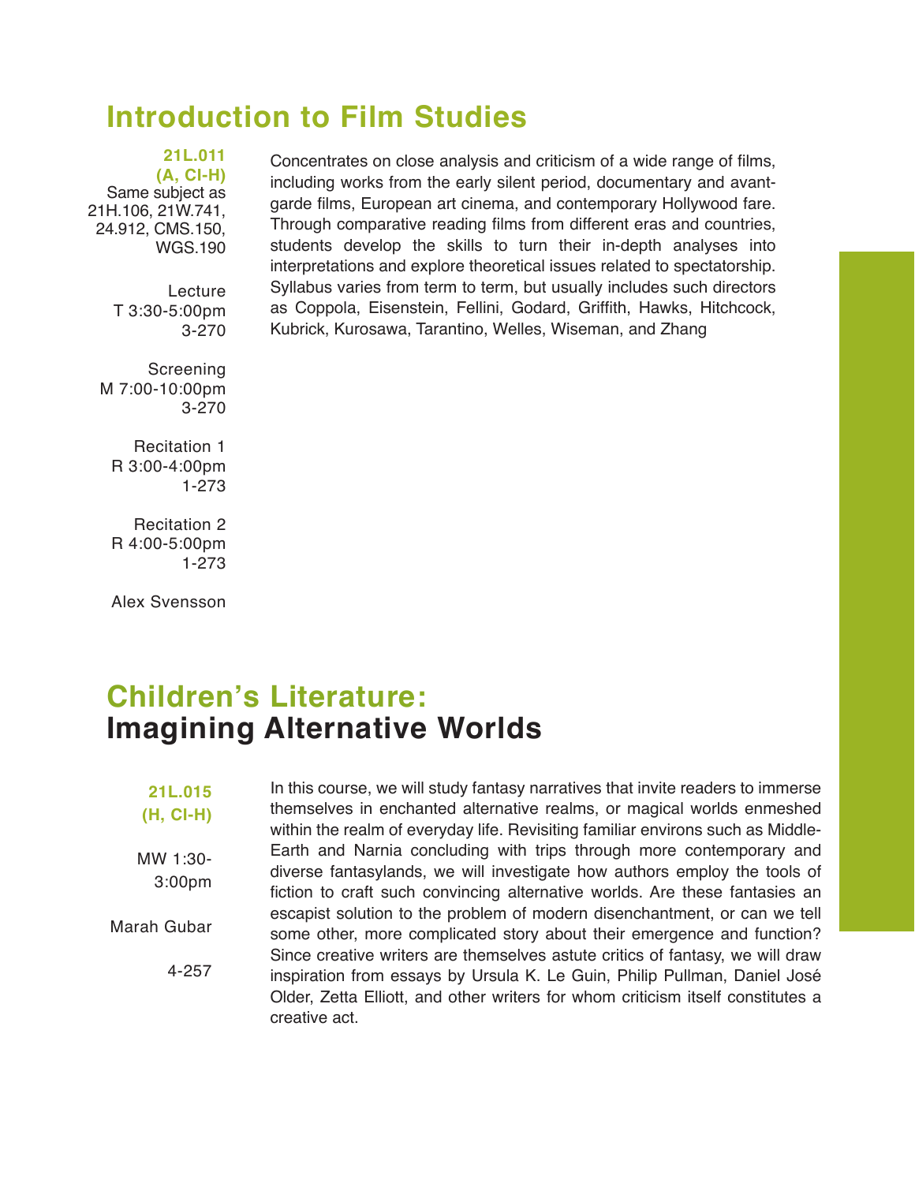## Introduction to Film Studies

**21L.011**
**(A, CI-H)**
Same subject as 21H.106, 21W.741, 24.912, CMS.150, WGS.190

Lecture
T 3:30-5:00pm
3-270

Screening
M 7:00-10:00pm
3-270

Recitation 1
R 3:00-4:00pm
1-273

Recitation 2
R 4:00-5:00pm
1-273

Alex Svensson

Concentrates on close analysis and criticism of a wide range of films, including works from the early silent period, documentary and avant-garde films, European art cinema, and contemporary Hollywood fare. Through comparative reading films from different eras and countries, students develop the skills to turn their in-depth analyses into interpretations and explore theoretical issues related to spectatorship. Syllabus varies from term to term, but usually includes such directors as Coppola, Eisenstein, Fellini, Godard, Griffith, Hawks, Hitchcock, Kubrick, Kurosawa, Tarantino, Welles, Wiseman, and Zhang

## Children's Literature: Imagining Alternative Worlds

**21L.015**
**(H, CI-H)**

MW 1:30-3:00pm

Marah Gubar

4-257

In this course, we will study fantasy narratives that invite readers to immerse themselves in enchanted alternative realms, or magical worlds enmeshed within the realm of everyday life. Revisiting familiar environs such as Middle-Earth and Narnia concluding with trips through more contemporary and diverse fantasylands, we will investigate how authors employ the tools of fiction to craft such convincing alternative worlds. Are these fantasies an escapist solution to the problem of modern disenchantment, or can we tell some other, more complicated story about their emergence and function? Since creative writers are themselves astute critics of fantasy, we will draw inspiration from essays by Ursula K. Le Guin, Philip Pullman, Daniel José Older, Zetta Elliott, and other writers for whom criticism itself constitutes a creative act.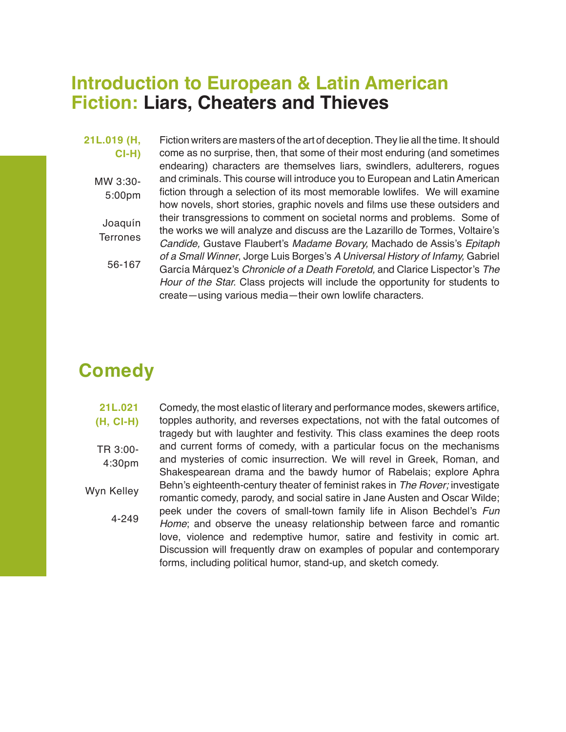## Introduction to European & Latin American Fiction: Liars, Cheaters and Thieves

**21L.019 (H, CI-H)**

MW 3:30-5:00pm

Joaquín Terrones

56-167

Fiction writers are masters of the art of deception. They lie all the time. It should come as no surprise, then, that some of their most enduring (and sometimes endearing) characters are themselves liars, swindlers, adulterers, rogues and criminals. This course will introduce you to European and Latin American fiction through a selection of its most memorable lowlifes. We will examine how novels, short stories, graphic novels and films use these outsiders and their transgressions to comment on societal norms and problems. Some of the works we will analyze and discuss are the Lazarillo de Tormes, Voltaire's *Candide,* Gustave Flaubert's *Madame Bovary,* Machado de Assis's *Epitaph of a Small Winner*, Jorge Luis Borges's *A Universal History of Infamy,* Gabriel García Márquez's *Chronicle of a Death Foretold,* and Clarice Lispector's *The Hour of the Star.* Class projects will include the opportunity for students to create—using various media—their own lowlife characters.

## Comedy

**21L.021 (H, CI-H)**

TR 3:00-4:30pm

Wyn Kelley

4-249

Comedy, the most elastic of literary and performance modes, skewers artifice, topples authority, and reverses expectations, not with the fatal outcomes of tragedy but with laughter and festivity. This class examines the deep roots and current forms of comedy, with a particular focus on the mechanisms and mysteries of comic insurrection. We will revel in Greek, Roman, and Shakespearean drama and the bawdy humor of Rabelais; explore Aphra Behn's eighteenth-century theater of feminist rakes in *The Rover;* investigate romantic comedy, parody, and social satire in Jane Austen and Oscar Wilde; peek under the covers of small-town family life in Alison Bechdel's *Fun Home*; and observe the uneasy relationship between farce and romantic love, violence and redemptive humor, satire and festivity in comic art. Discussion will frequently draw on examples of popular and contemporary forms, including political humor, stand-up, and sketch comedy.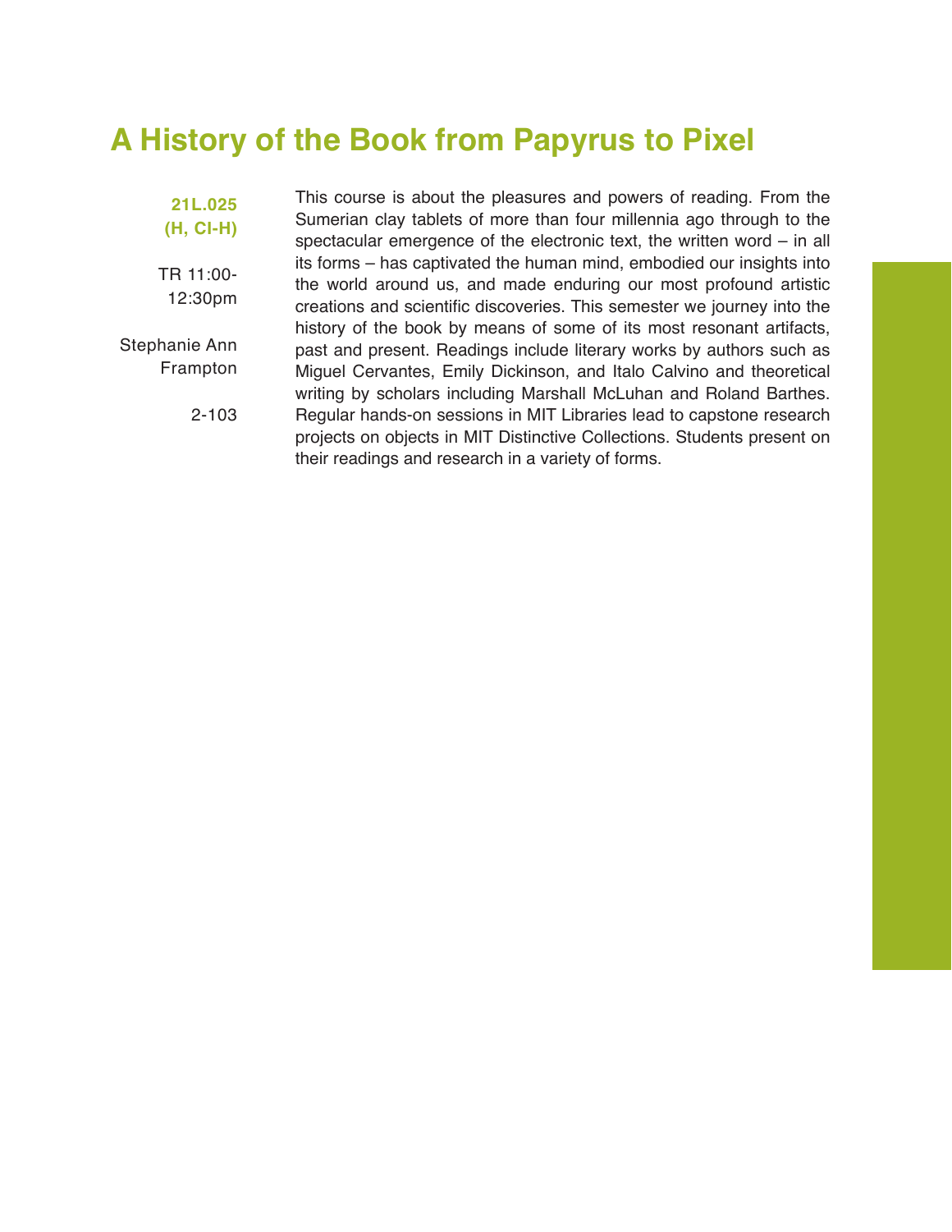# A History of the Book from Papyrus to Pixel

**21L.025 (H, CI-H)**

TR 11:00-12:30pm

Stephanie Ann Frampton

2-103

This course is about the pleasures and powers of reading. From the Sumerian clay tablets of more than four millennia ago through to the spectacular emergence of the electronic text, the written word – in all its forms – has captivated the human mind, embodied our insights into the world around us, and made enduring our most profound artistic creations and scientific discoveries. This semester we journey into the history of the book by means of some of its most resonant artifacts, past and present. Readings include literary works by authors such as Miguel Cervantes, Emily Dickinson, and Italo Calvino and theoretical writing by scholars including Marshall McLuhan and Roland Barthes. Regular hands-on sessions in MIT Libraries lead to capstone research projects on objects in MIT Distinctive Collections. Students present on their readings and research in a variety of forms.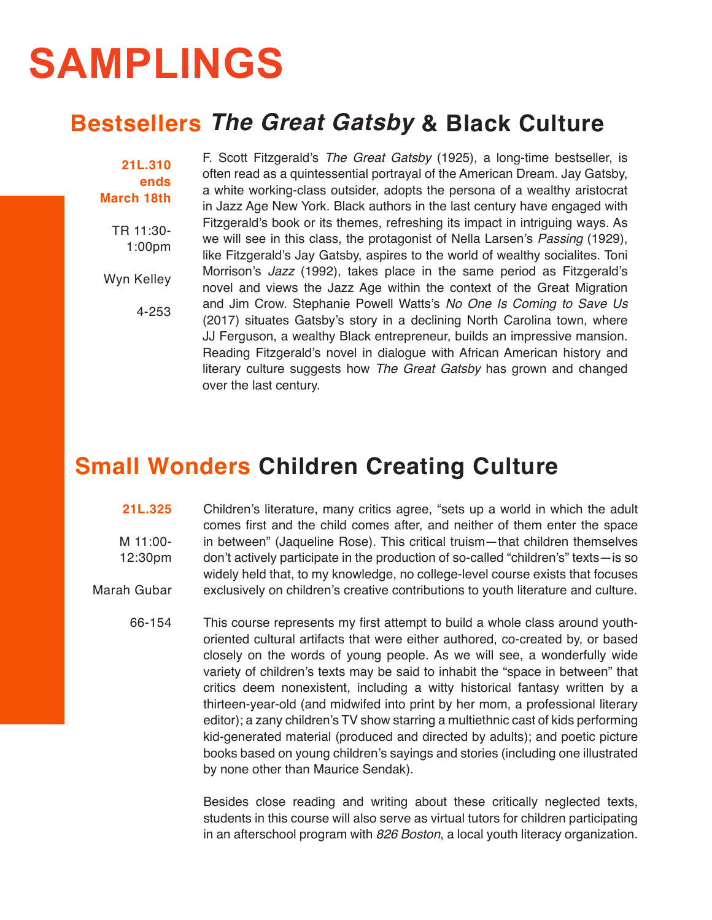# SAMPLINGS

## Bestsellers *The Great Gatsby* & Black Culture

**21L.310 ends March 18th**

TR 11:30-1:00pm

Wyn Kelley

4-253

F. Scott Fitzgerald's *The Great Gatsby* (1925), a long-time bestseller, is often read as a quintessential portrayal of the American Dream. Jay Gatsby, a white working-class outsider, adopts the persona of a wealthy aristocrat in Jazz Age New York. Black authors in the last century have engaged with Fitzgerald's book or its themes, refreshing its impact in intriguing ways. As we will see in this class, the protagonist of Nella Larsen's *Passing* (1929), like Fitzgerald's Jay Gatsby, aspires to the world of wealthy socialites. Toni Morrison's *Jazz* (1992), takes place in the same period as Fitzgerald's novel and views the Jazz Age within the context of the Great Migration and Jim Crow. Stephanie Powell Watts's *No One Is Coming to Save Us* (2017) situates Gatsby's story in a declining North Carolina town, where JJ Ferguson, a wealthy Black entrepreneur, builds an impressive mansion. Reading Fitzgerald's novel in dialogue with African American history and literary culture suggests how *The Great Gatsby* has grown and changed over the last century.

## Small Wonders Children Creating Culture

**21L.325**

M 11:00-12:30pm

Marah Gubar

66-154

Children's literature, many critics agree, "sets up a world in which the adult comes first and the child comes after, and neither of them enter the space in between" (Jaqueline Rose). This critical truism—that children themselves don't actively participate in the production of so-called "children's" texts—is so widely held that, to my knowledge, no college-level course exists that focuses exclusively on children's creative contributions to youth literature and culture.

This course represents my first attempt to build a whole class around youth-oriented cultural artifacts that were either authored, co-created by, or based closely on the words of young people. As we will see, a wonderfully wide variety of children's texts may be said to inhabit the "space in between" that critics deem nonexistent, including a witty historical fantasy written by a thirteen-year-old (and midwifed into print by her mom, a professional literary editor); a zany children's TV show starring a multiethnic cast of kids performing kid-generated material (produced and directed by adults); and poetic picture books based on young children's sayings and stories (including one illustrated by none other than Maurice Sendak).

Besides close reading and writing about these critically neglected texts, students in this course will also serve as virtual tutors for children participating in an afterschool program with *826 Boston*, a local youth literacy organization.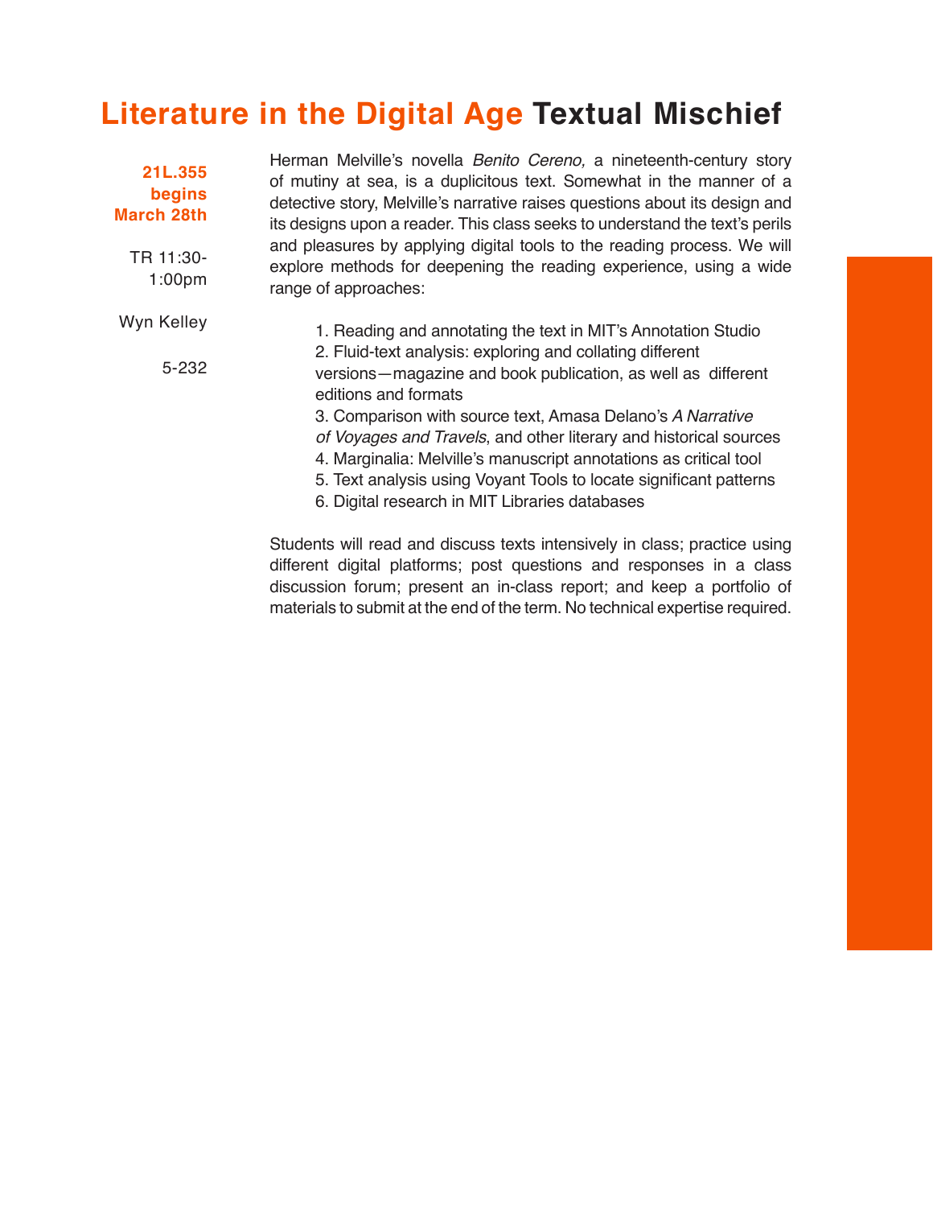# Literature in the Digital Age Textual Mischief

**21L.355 begins March 28th**

TR 11:30-1:00pm

Wyn Kelley

5-232

Herman Melville's novella *Benito Cereno,* a nineteenth-century story of mutiny at sea, is a duplicitous text. Somewhat in the manner of a detective story, Melville's narrative raises questions about its design and its designs upon a reader. This class seeks to understand the text's perils and pleasures by applying digital tools to the reading process. We will explore methods for deepening the reading experience, using a wide range of approaches:

1. Reading and annotating the text in MIT's Annotation Studio
2. Fluid-text analysis: exploring and collating different versions—magazine and book publication, as well as different editions and formats
3. Comparison with source text, Amasa Delano's *A Narrative of Voyages and Travels*, and other literary and historical sources
4. Marginalia: Melville's manuscript annotations as critical tool
5. Text analysis using Voyant Tools to locate significant patterns
6. Digital research in MIT Libraries databases

Students will read and discuss texts intensively in class; practice using different digital platforms; post questions and responses in a class discussion forum; present an in-class report; and keep a portfolio of materials to submit at the end of the term. No technical expertise required.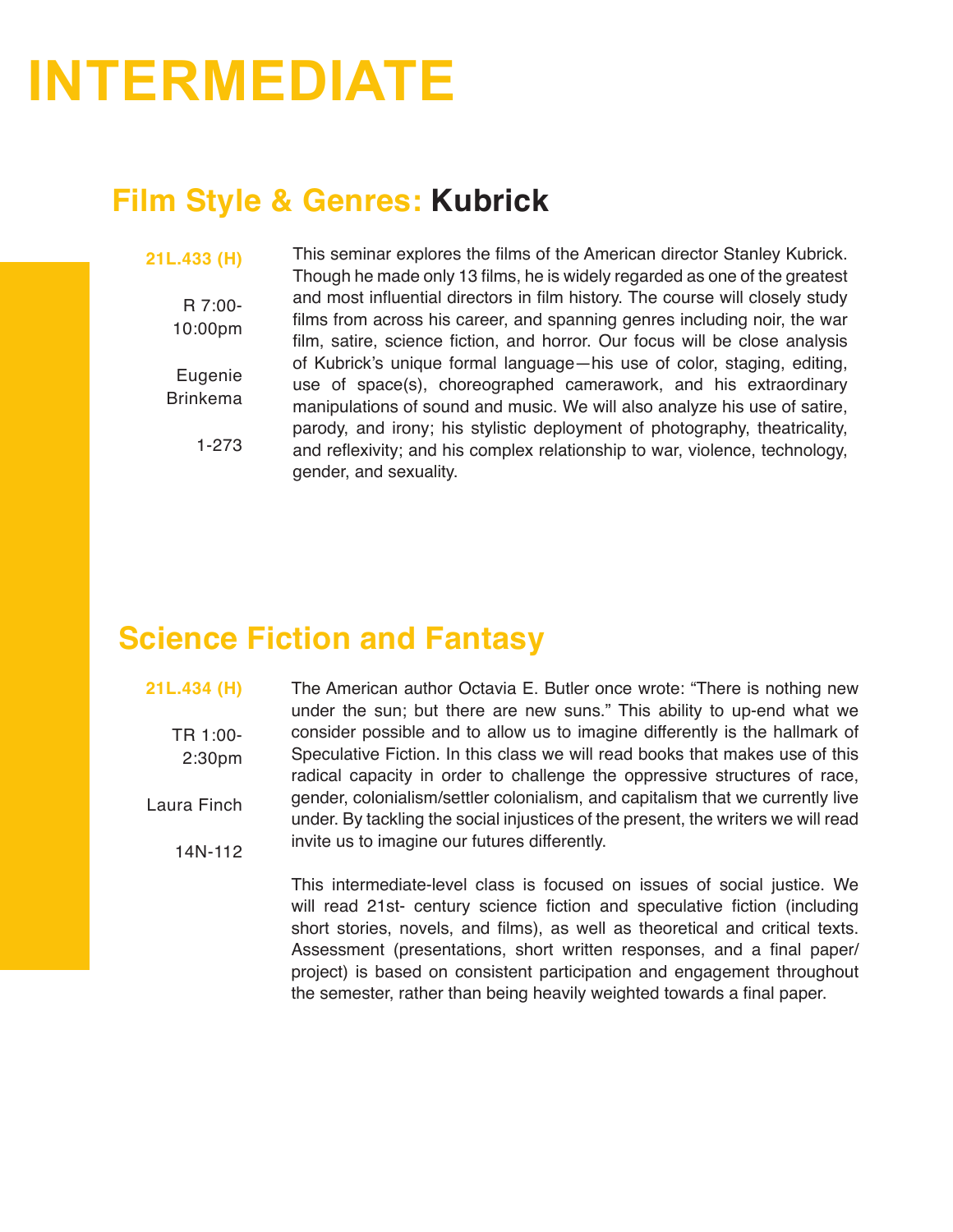# INTERMEDIATE

## Film Style & Genres: **Kubrick**

**21L.433 (H)**

R 7:00-10:00pm

Eugenie Brinkema

1-273

This seminar explores the films of the American director Stanley Kubrick. Though he made only 13 films, he is widely regarded as one of the greatest and most influential directors in film history. The course will closely study films from across his career, and spanning genres including noir, the war film, satire, science fiction, and horror. Our focus will be close analysis of Kubrick's unique formal language—his use of color, staging, editing, use of space(s), choreographed camerawork, and his extraordinary manipulations of sound and music. We will also analyze his use of satire, parody, and irony; his stylistic deployment of photography, theatricality, and reflexivity; and his complex relationship to war, violence, technology, gender, and sexuality.

## Science Fiction and Fantasy

**21L.434 (H)**

TR 1:00-2:30pm

Laura Finch

14N-112

The American author Octavia E. Butler once wrote: "There is nothing new under the sun; but there are new suns." This ability to up-end what we consider possible and to allow us to imagine differently is the hallmark of Speculative Fiction. In this class we will read books that makes use of this radical capacity in order to challenge the oppressive structures of race, gender, colonialism/settler colonialism, and capitalism that we currently live under. By tackling the social injustices of the present, the writers we will read invite us to imagine our futures differently.

This intermediate-level class is focused on issues of social justice. We will read 21st- century science fiction and speculative fiction (including short stories, novels, and films), as well as theoretical and critical texts. Assessment (presentations, short written responses, and a final paper/project) is based on consistent participation and engagement throughout the semester, rather than being heavily weighted towards a final paper.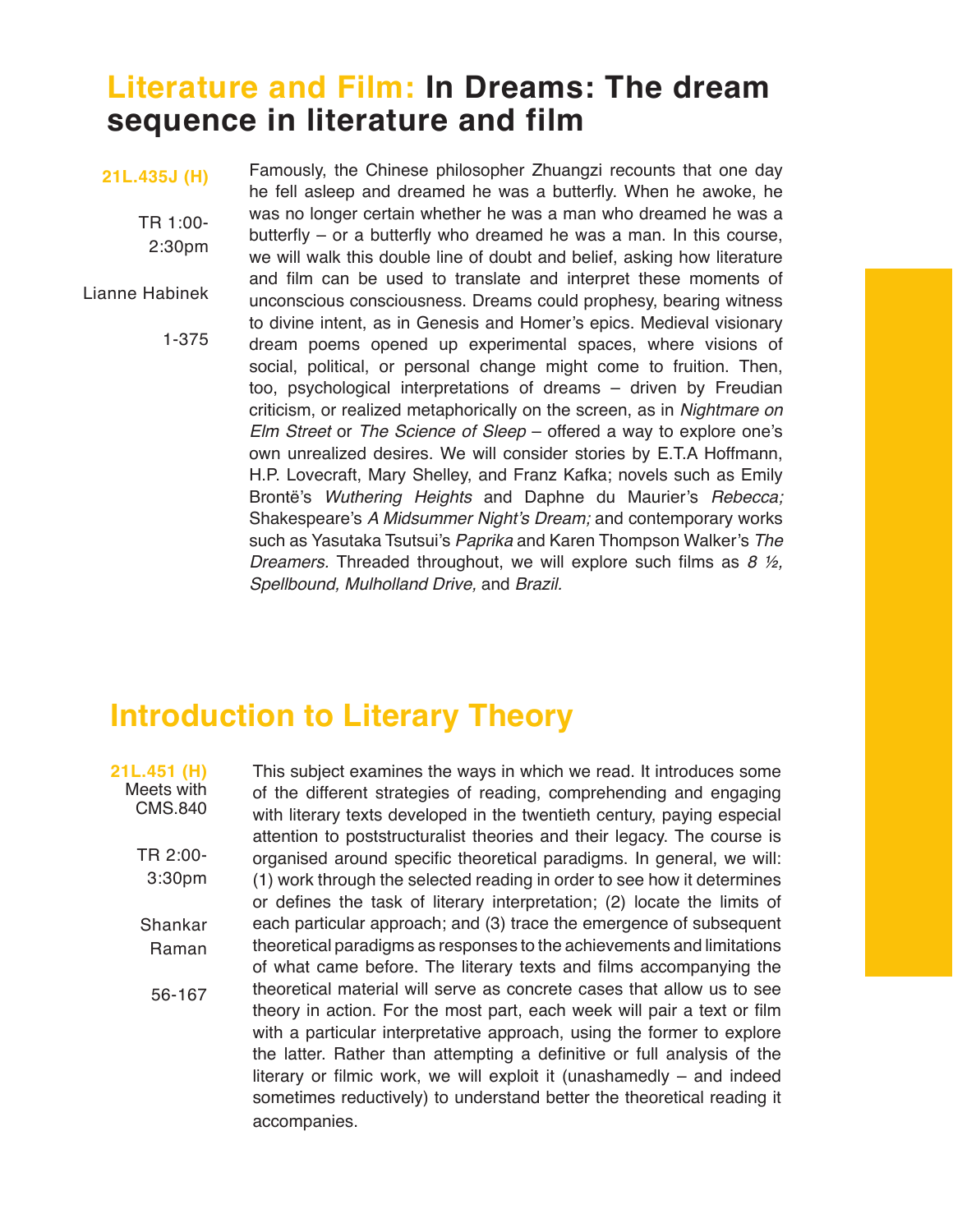## Literature and Film: In Dreams: The dream sequence in literature and film

**21L.435J (H)**

TR 1:00-2:30pm

Lianne Habinek

1-375

Famously, the Chinese philosopher Zhuangzi recounts that one day he fell asleep and dreamed he was a butterfly. When he awoke, he was no longer certain whether he was a man who dreamed he was a butterfly – or a butterfly who dreamed he was a man. In this course, we will walk this double line of doubt and belief, asking how literature and film can be used to translate and interpret these moments of unconscious consciousness. Dreams could prophesy, bearing witness to divine intent, as in Genesis and Homer's epics. Medieval visionary dream poems opened up experimental spaces, where visions of social, political, or personal change might come to fruition. Then, too, psychological interpretations of dreams – driven by Freudian criticism, or realized metaphorically on the screen, as in *Nightmare on Elm Street* or *The Science of Sleep* – offered a way to explore one's own unrealized desires. We will consider stories by E.T.A Hoffmann, H.P. Lovecraft, Mary Shelley, and Franz Kafka; novels such as Emily Brontë's *Wuthering Heights* and Daphne du Maurier's *Rebecca;* Shakespeare's *A Midsummer Night's Dream;* and contemporary works such as Yasutaka Tsutsui's *Paprika* and Karen Thompson Walker's *The Dreamers*. Threaded throughout, we will explore such films as *8 ½, Spellbound, Mulholland Drive,* and *Brazil.*

## Introduction to Literary Theory

**21L.451 (H)**
Meets with CMS.840

TR 2:00-3:30pm

Shankar Raman

56-167

This subject examines the ways in which we read. It introduces some of the different strategies of reading, comprehending and engaging with literary texts developed in the twentieth century, paying especial attention to poststructuralist theories and their legacy. The course is organised around specific theoretical paradigms. In general, we will: (1) work through the selected reading in order to see how it determines or defines the task of literary interpretation; (2) locate the limits of each particular approach; and (3) trace the emergence of subsequent theoretical paradigms as responses to the achievements and limitations of what came before. The literary texts and films accompanying the theoretical material will serve as concrete cases that allow us to see theory in action. For the most part, each week will pair a text or film with a particular interpretative approach, using the former to explore the latter. Rather than attempting a definitive or full analysis of the literary or filmic work, we will exploit it (unashamedly – and indeed sometimes reductively) to understand better the theoretical reading it accompanies.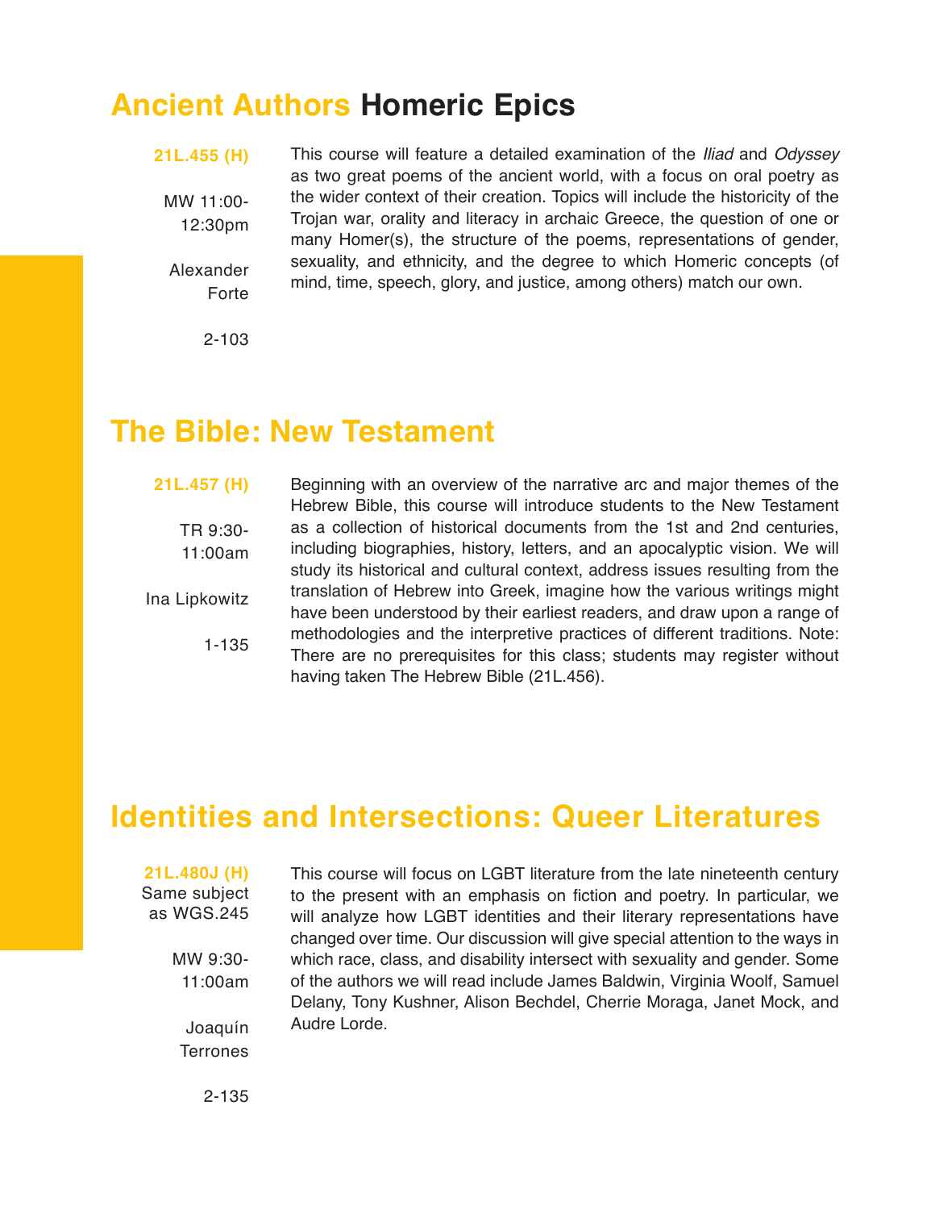## Ancient Authors **Homeric Epics**

**21L.455 (H)**

MW 11:00-12:30pm

Alexander Forte

2-103

This course will feature a detailed examination of the *Iliad* and *Odyssey* as two great poems of the ancient world, with a focus on oral poetry as the wider context of their creation. Topics will include the historicity of the Trojan war, orality and literacy in archaic Greece, the question of one or many Homer(s), the structure of the poems, representations of gender, sexuality, and ethnicity, and the degree to which Homeric concepts (of mind, time, speech, glory, and justice, among others) match our own.

## The Bible: New Testament

**21L.457 (H)**

TR 9:30-11:00am

Ina Lipkowitz

1-135

Beginning with an overview of the narrative arc and major themes of the Hebrew Bible, this course will introduce students to the New Testament as a collection of historical documents from the 1st and 2nd centuries, including biographies, history, letters, and an apocalyptic vision. We will study its historical and cultural context, address issues resulting from the translation of Hebrew into Greek, imagine how the various writings might have been understood by their earliest readers, and draw upon a range of methodologies and the interpretive practices of different traditions. Note: There are no prerequisites for this class; students may register without having taken The Hebrew Bible (21L.456).

## Identities and Intersections: Queer Literatures

**21L.480J (H)**
Same subject as WGS.245

MW 9:30-11:00am

Joaquín Terrones

2-135

This course will focus on LGBT literature from the late nineteenth century to the present with an emphasis on fiction and poetry. In particular, we will analyze how LGBT identities and their literary representations have changed over time. Our discussion will give special attention to the ways in which race, class, and disability intersect with sexuality and gender. Some of the authors we will read include James Baldwin, Virginia Woolf, Samuel Delany, Tony Kushner, Alison Bechdel, Cherrie Moraga, Janet Mock, and Audre Lorde.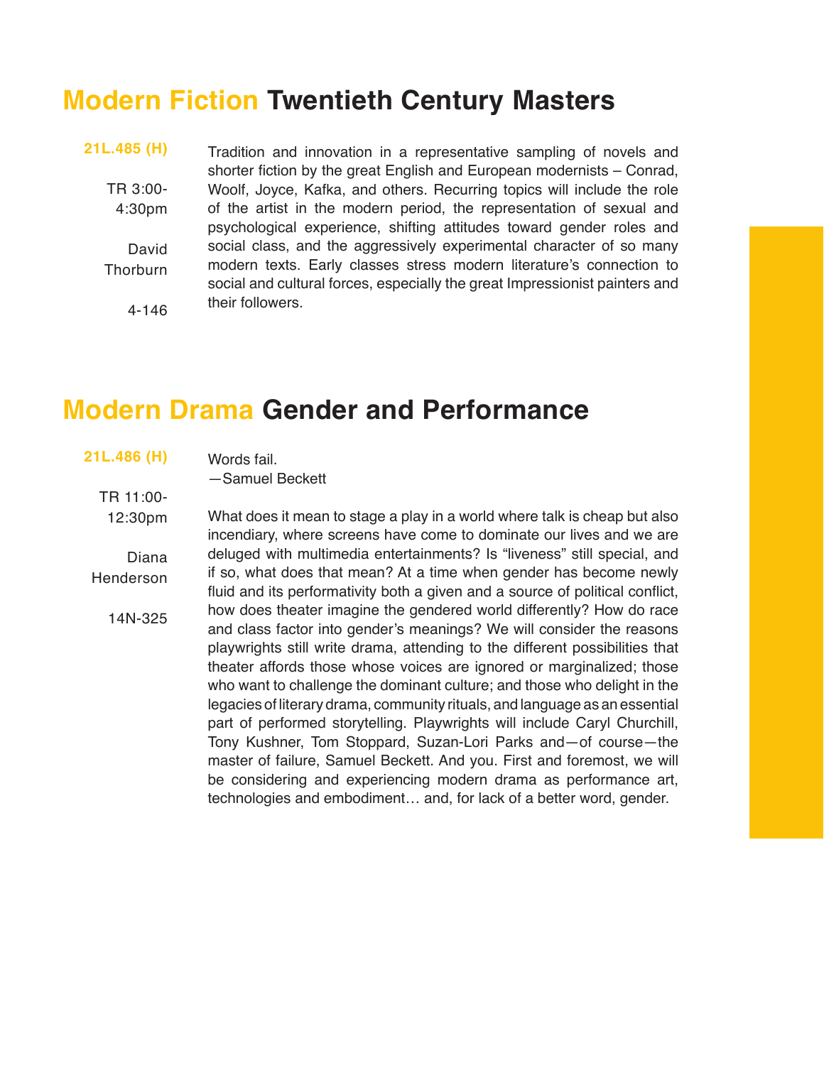## Modern Fiction Twentieth Century Masters

**21L.485 (H)**

TR 3:00-4:30pm

David Thorburn

4-146

Tradition and innovation in a representative sampling of novels and shorter fiction by the great English and European modernists – Conrad, Woolf, Joyce, Kafka, and others. Recurring topics will include the role of the artist in the modern period, the representation of sexual and psychological experience, shifting attitudes toward gender roles and social class, and the aggressively experimental character of so many modern texts. Early classes stress modern literature's connection to social and cultural forces, especially the great Impressionist painters and their followers.

## Modern Drama Gender and Performance

**21L.486 (H)**

TR 11:00-12:30pm

Diana Henderson

14N-325

Words fail.
—Samuel Beckett

What does it mean to stage a play in a world where talk is cheap but also incendiary, where screens have come to dominate our lives and we are deluged with multimedia entertainments? Is "liveness" still special, and if so, what does that mean? At a time when gender has become newly fluid and its performativity both a given and a source of political conflict, how does theater imagine the gendered world differently? How do race and class factor into gender's meanings? We will consider the reasons playwrights still write drama, attending to the different possibilities that theater affords those whose voices are ignored or marginalized; those who want to challenge the dominant culture; and those who delight in the legacies of literary drama, community rituals, and language as an essential part of performed storytelling. Playwrights will include Caryl Churchill, Tony Kushner, Tom Stoppard, Suzan-Lori Parks and—of course—the master of failure, Samuel Beckett. And you. First and foremost, we will be considering and experiencing modern drama as performance art, technologies and embodiment… and, for lack of a better word, gender.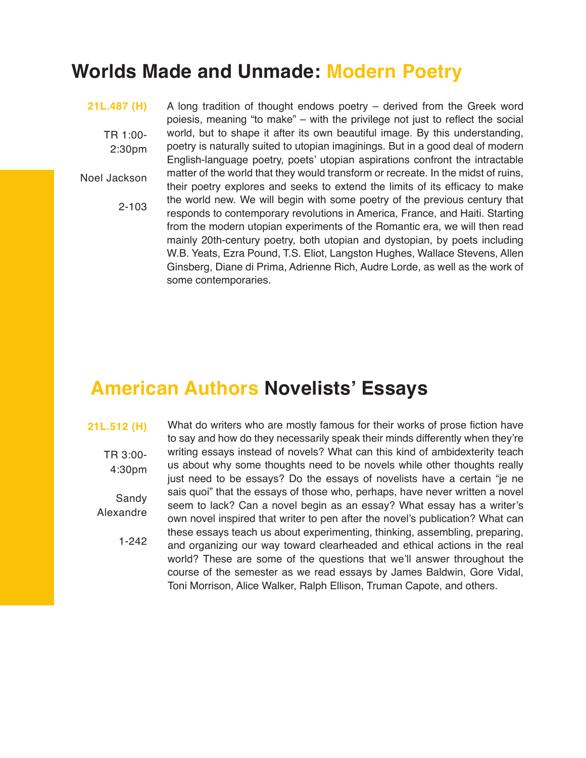## Worlds Made and Unmade: Modern Poetry

**21L.487 (H)**

TR 1:00-2:30pm

Noel Jackson

2-103

A long tradition of thought endows poetry – derived from the Greek word poiesis, meaning "to make" – with the privilege not just to reflect the social world, but to shape it after its own beautiful image. By this understanding, poetry is naturally suited to utopian imaginings. But in a good deal of modern English-language poetry, poets' utopian aspirations confront the intractable matter of the world that they would transform or recreate. In the midst of ruins, their poetry explores and seeks to extend the limits of its efficacy to make the world new. We will begin with some poetry of the previous century that responds to contemporary revolutions in America, France, and Haiti. Starting from the modern utopian experiments of the Romantic era, we will then read mainly 20th-century poetry, both utopian and dystopian, by poets including W.B. Yeats, Ezra Pound, T.S. Eliot, Langston Hughes, Wallace Stevens, Allen Ginsberg, Diane di Prima, Adrienne Rich, Audre Lorde, as well as the work of some contemporaries.

## American Authors Novelists' Essays

**21L.512 (H)**

TR 3:00-4:30pm

Sandy Alexandre

1-242

What do writers who are mostly famous for their works of prose fiction have to say and how do they necessarily speak their minds differently when they're writing essays instead of novels? What can this kind of ambidexterity teach us about why some thoughts need to be novels while other thoughts really just need to be essays? Do the essays of novelists have a certain "je ne sais quoi" that the essays of those who, perhaps, have never written a novel seem to lack? Can a novel begin as an essay? What essay has a writer's own novel inspired that writer to pen after the novel's publication? What can these essays teach us about experimenting, thinking, assembling, preparing, and organizing our way toward clearheaded and ethical actions in the real world? These are some of the questions that we'll answer throughout the course of the semester as we read essays by James Baldwin, Gore Vidal, Toni Morrison, Alice Walker, Ralph Ellison, Truman Capote, and others.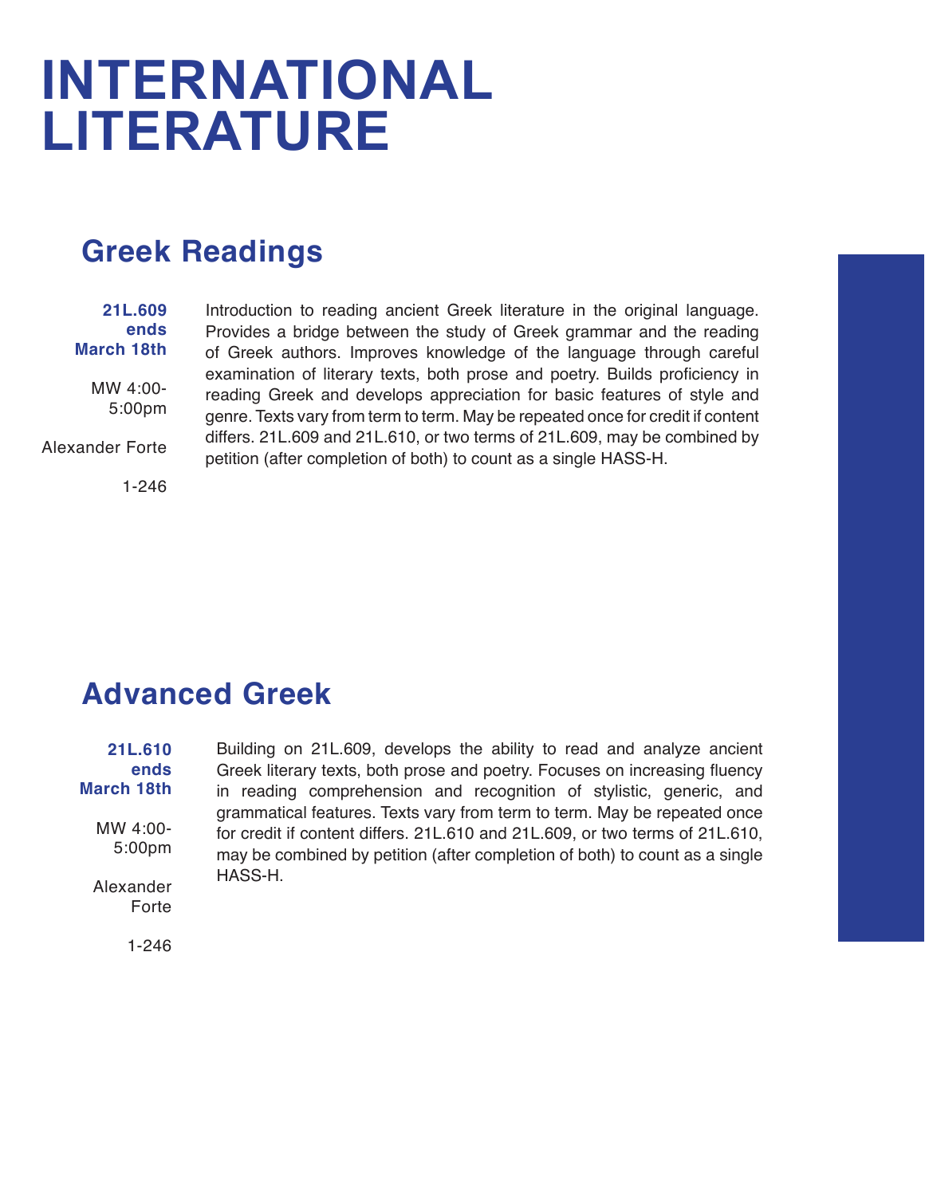# INTERNATIONAL LITERATURE

## Greek Readings

**21L.609 ends March 18th**

MW 4:00-5:00pm

Alexander Forte

1-246

Introduction to reading ancient Greek literature in the original language. Provides a bridge between the study of Greek grammar and the reading of Greek authors. Improves knowledge of the language through careful examination of literary texts, both prose and poetry. Builds proficiency in reading Greek and develops appreciation for basic features of style and genre. Texts vary from term to term. May be repeated once for credit if content differs. 21L.609 and 21L.610, or two terms of 21L.609, may be combined by petition (after completion of both) to count as a single HASS-H.

## Advanced Greek

**21L.610 ends March 18th**

MW 4:00-5:00pm

Alexander Forte

1-246

Building on 21L.609, develops the ability to read and analyze ancient Greek literary texts, both prose and poetry. Focuses on increasing fluency in reading comprehension and recognition of stylistic, generic, and grammatical features. Texts vary from term to term. May be repeated once for credit if content differs. 21L.610 and 21L.609, or two terms of 21L.610, may be combined by petition (after completion of both) to count as a single HASS-H.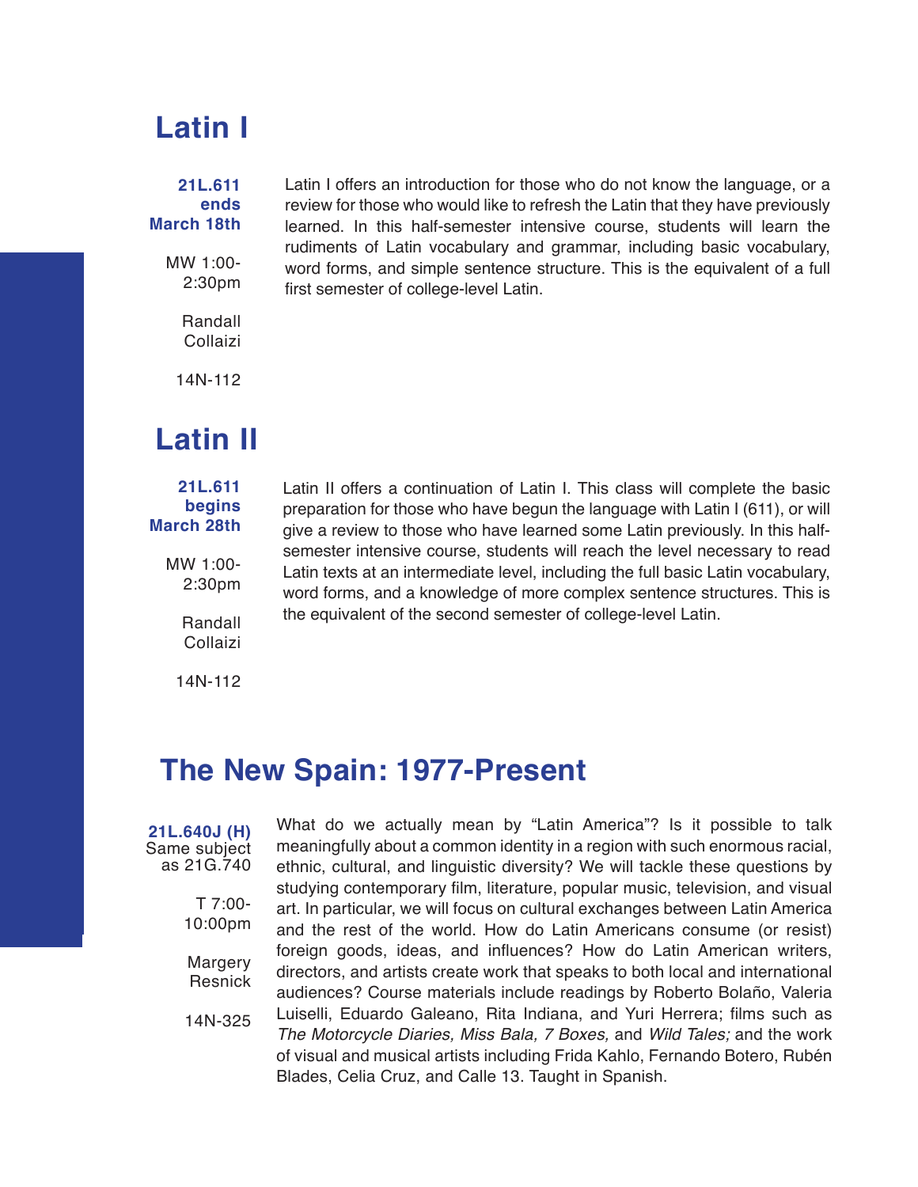## Latin I

**21L.611 ends March 18th**

MW 1:00-2:30pm

Randall Collaizi

14N-112

Latin I offers an introduction for those who do not know the language, or a review for those who would like to refresh the Latin that they have previously learned. In this half-semester intensive course, students will learn the rudiments of Latin vocabulary and grammar, including basic vocabulary, word forms, and simple sentence structure. This is the equivalent of a full first semester of college-level Latin.

## Latin II

**21L.611 begins March 28th**

MW 1:00-2:30pm

Randall Collaizi

14N-112

Latin II offers a continuation of Latin I. This class will complete the basic preparation for those who have begun the language with Latin I (611), or will give a review to those who have learned some Latin previously. In this half-semester intensive course, students will reach the level necessary to read Latin texts at an intermediate level, including the full basic Latin vocabulary, word forms, and a knowledge of more complex sentence structures. This is the equivalent of the second semester of college-level Latin.

## The New Spain: 1977-Present

**21L.640J (H)**
Same subject as 21G.740

T 7:00-10:00pm

Margery Resnick

14N-325

What do we actually mean by "Latin America"? Is it possible to talk meaningfully about a common identity in a region with such enormous racial, ethnic, cultural, and linguistic diversity? We will tackle these questions by studying contemporary film, literature, popular music, television, and visual art. In particular, we will focus on cultural exchanges between Latin America and the rest of the world. How do Latin Americans consume (or resist) foreign goods, ideas, and influences? How do Latin American writers, directors, and artists create work that speaks to both local and international audiences? Course materials include readings by Roberto Bolaño, Valeria Luiselli, Eduardo Galeano, Rita Indiana, and Yuri Herrera; films such as *The Motorcycle Diaries, Miss Bala, 7 Boxes,* and *Wild Tales;* and the work of visual and musical artists including Frida Kahlo, Fernando Botero, Rubén Blades, Celia Cruz, and Calle 13. Taught in Spanish.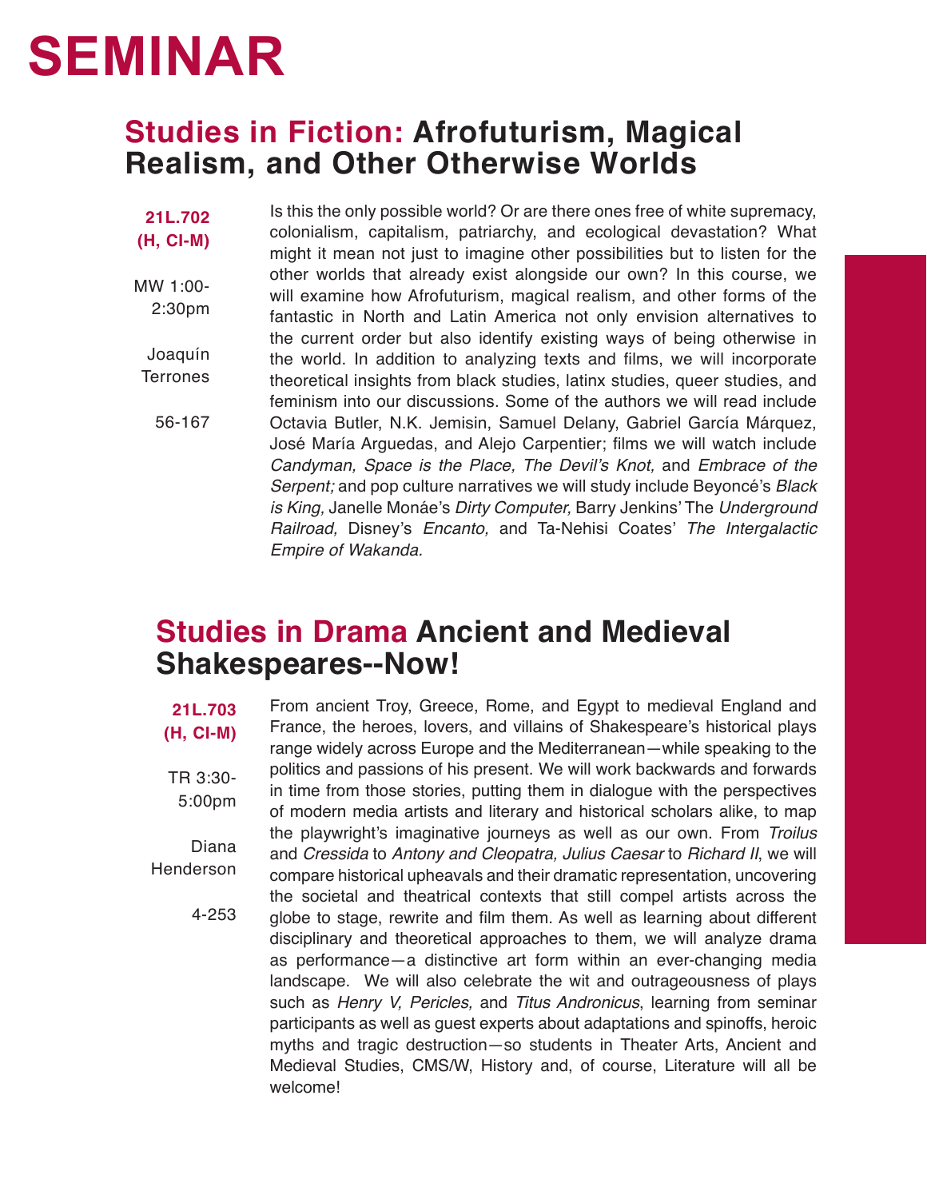# SEMINAR

## Studies in Fiction: Afrofuturism, Magical Realism, and Other Otherwise Worlds

**21L.702 (H, CI-M)**

MW 1:00-2:30pm

Joaquín Terrones

56-167

Is this the only possible world? Or are there ones free of white supremacy, colonialism, capitalism, patriarchy, and ecological devastation? What might it mean not just to imagine other possibilities but to listen for the other worlds that already exist alongside our own? In this course, we will examine how Afrofuturism, magical realism, and other forms of the fantastic in North and Latin America not only envision alternatives to the current order but also identify existing ways of being otherwise in the world. In addition to analyzing texts and films, we will incorporate theoretical insights from black studies, latinx studies, queer studies, and feminism into our discussions. Some of the authors we will read include Octavia Butler, N.K. Jemisin, Samuel Delany, Gabriel García Márquez, José María Arguedas, and Alejo Carpentier; films we will watch include *Candyman, Space is the Place, The Devil's Knot,* and *Embrace of the Serpent;* and pop culture narratives we will study include Beyoncé's *Black is King,* Janelle Monáe's *Dirty Computer,* Barry Jenkins' The *Underground Railroad,* Disney's *Encanto,* and Ta-Nehisi Coates' *The Intergalactic Empire of Wakanda.*

## Studies in Drama Ancient and Medieval Shakespeares--Now!

**21L.703 (H, CI-M)**

TR 3:30-5:00pm

Diana Henderson

4-253

From ancient Troy, Greece, Rome, and Egypt to medieval England and France, the heroes, lovers, and villains of Shakespeare's historical plays range widely across Europe and the Mediterranean—while speaking to the politics and passions of his present. We will work backwards and forwards in time from those stories, putting them in dialogue with the perspectives of modern media artists and literary and historical scholars alike, to map the playwright's imaginative journeys as well as our own. From *Troilus* and *Cressida* to *Antony and Cleopatra, Julius Caesar* to *Richard II*, we will compare historical upheavals and their dramatic representation, uncovering the societal and theatrical contexts that still compel artists across the globe to stage, rewrite and film them. As well as learning about different disciplinary and theoretical approaches to them, we will analyze drama as performance—a distinctive art form within an ever-changing media landscape. We will also celebrate the wit and outrageousness of plays such as *Henry V, Pericles,* and *Titus Andronicus*, learning from seminar participants as well as guest experts about adaptations and spinoffs, heroic myths and tragic destruction—so students in Theater Arts, Ancient and Medieval Studies, CMS/W, History and, of course, Literature will all be welcome!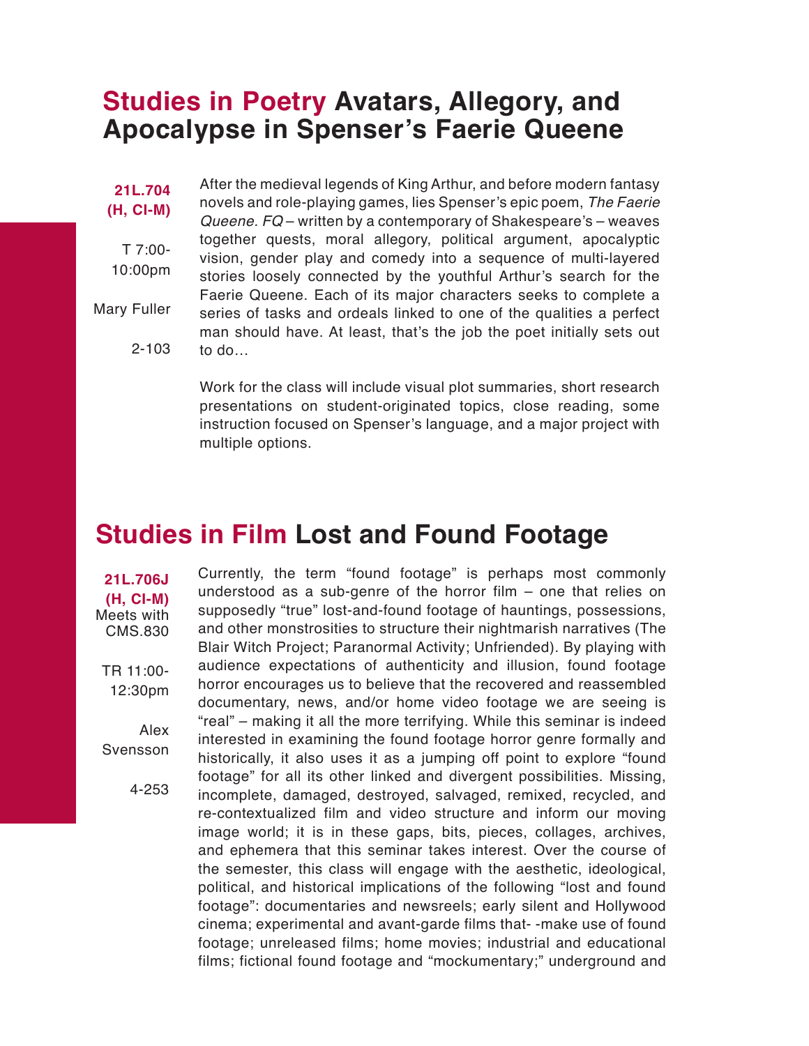## Studies in Poetry Avatars, Allegory, and Apocalypse in Spenser's Faerie Queene

**21L.704**
**(H, CI-M)**

T 7:00-10:00pm

Mary Fuller

2-103

After the medieval legends of King Arthur, and before modern fantasy novels and role-playing games, lies Spenser's epic poem, *The Faerie Queene. FQ* – written by a contemporary of Shakespeare's – weaves together quests, moral allegory, political argument, apocalyptic vision, gender play and comedy into a sequence of multi-layered stories loosely connected by the youthful Arthur's search for the Faerie Queene. Each of its major characters seeks to complete a series of tasks and ordeals linked to one of the qualities a perfect man should have. At least, that's the job the poet initially sets out to do…

Work for the class will include visual plot summaries, short research presentations on student-originated topics, close reading, some instruction focused on Spenser's language, and a major project with multiple options.

## Studies in Film Lost and Found Footage

**21L.706J**
**(H, CI-M)**
Meets with CMS.830

TR 11:00-12:30pm

Alex Svensson

4-253

Currently, the term "found footage" is perhaps most commonly understood as a sub-genre of the horror film – one that relies on supposedly "true" lost-and-found footage of hauntings, possessions, and other monstrosities to structure their nightmarish narratives (The Blair Witch Project; Paranormal Activity; Unfriended). By playing with audience expectations of authenticity and illusion, found footage horror encourages us to believe that the recovered and reassembled documentary, news, and/or home video footage we are seeing is "real" – making it all the more terrifying. While this seminar is indeed interested in examining the found footage horror genre formally and historically, it also uses it as a jumping off point to explore "found footage" for all its other linked and divergent possibilities. Missing, incomplete, damaged, destroyed, salvaged, remixed, recycled, and re-contextualized film and video structure and inform our moving image world; it is in these gaps, bits, pieces, collages, archives, and ephemera that this seminar takes interest. Over the course of the semester, this class will engage with the aesthetic, ideological, political, and historical implications of the following "lost and found footage": documentaries and newsreels; early silent and Hollywood cinema; experimental and avant-garde films that- -make use of found footage; unreleased films; home movies; industrial and educational films; fictional found footage and "mockumentary;" underground and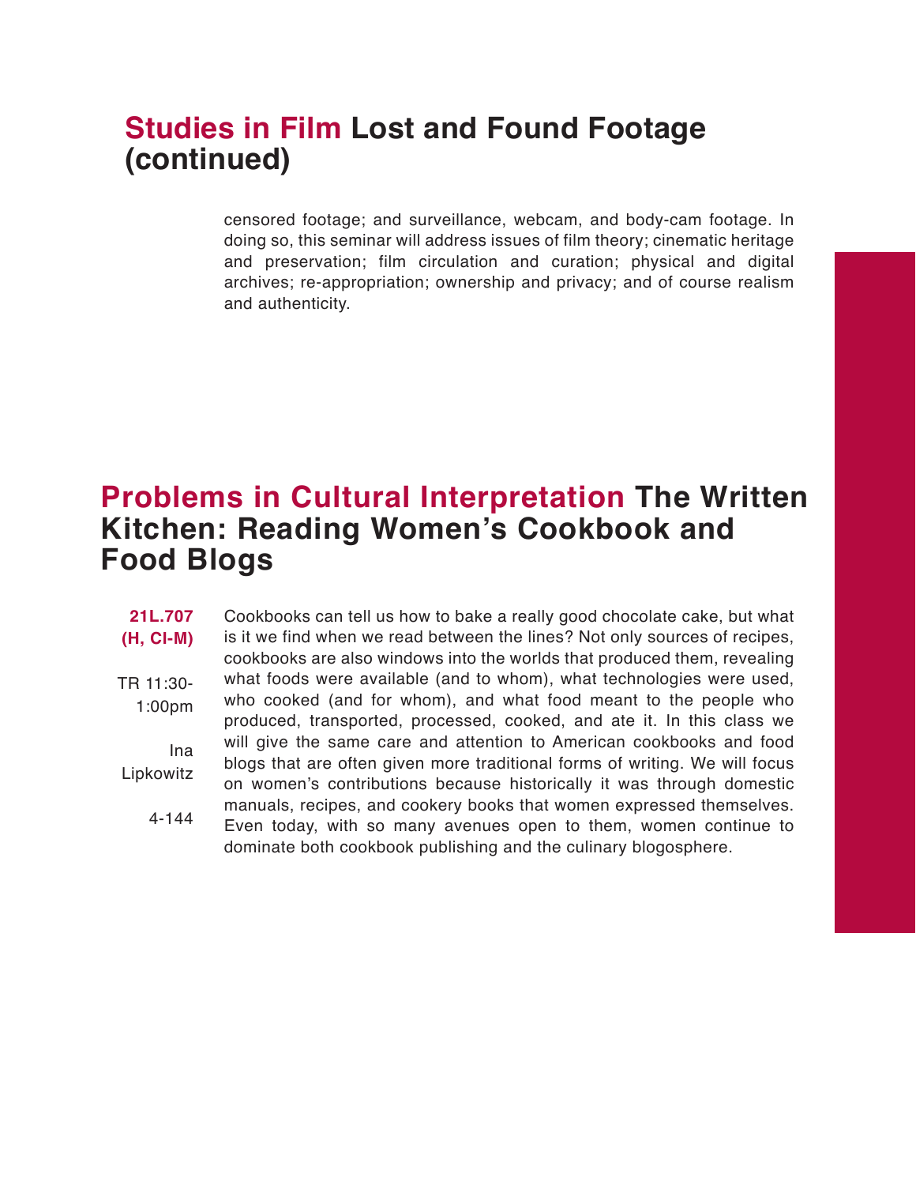## Studies in Film **Lost and Found Footage (continued)**

censored footage; and surveillance, webcam, and body-cam footage. In doing so, this seminar will address issues of film theory; cinematic heritage and preservation; film circulation and curation; physical and digital archives; re-appropriation; ownership and privacy; and of course realism and authenticity.

## Problems in Cultural Interpretation **The Written Kitchen: Reading Women's Cookbook and Food Blogs**

**21L.707 (H, CI-M)**

TR 11:30-1:00pm

Ina Lipkowitz

4-144

Cookbooks can tell us how to bake a really good chocolate cake, but what is it we find when we read between the lines? Not only sources of recipes, cookbooks are also windows into the worlds that produced them, revealing what foods were available (and to whom), what technologies were used, who cooked (and for whom), and what food meant to the people who produced, transported, processed, cooked, and ate it. In this class we will give the same care and attention to American cookbooks and food blogs that are often given more traditional forms of writing. We will focus on women's contributions because historically it was through domestic manuals, recipes, and cookery books that women expressed themselves. Even today, with so many avenues open to them, women continue to dominate both cookbook publishing and the culinary blogosphere.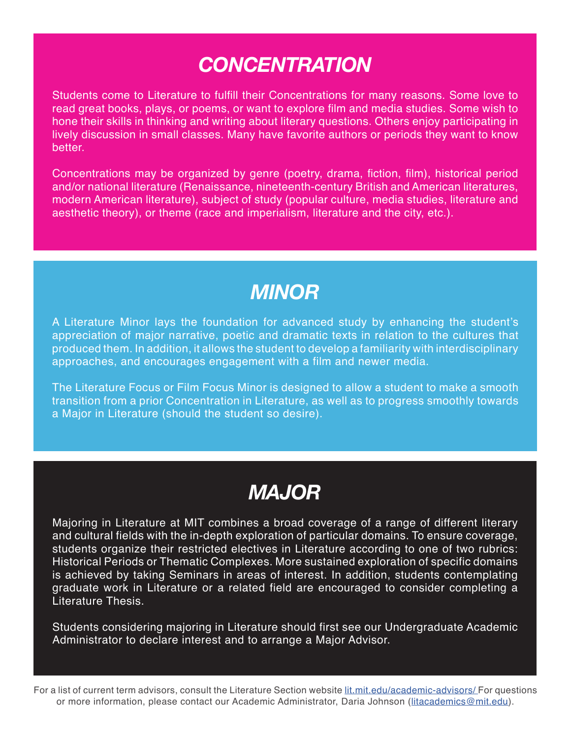## *CONCENTRATION*

Students come to Literature to fulfill their Concentrations for many reasons. Some love to read great books, plays, or poems, or want to explore film and media studies. Some wish to hone their skills in thinking and writing about literary questions. Others enjoy participating in lively discussion in small classes. Many have favorite authors or periods they want to know better.

Concentrations may be organized by genre (poetry, drama, fiction, film), historical period and/or national literature (Renaissance, nineteenth-century British and American literatures, modern American literature), subject of study (popular culture, media studies, literature and aesthetic theory), or theme (race and imperialism, literature and the city, etc.).

## *MINOR*

A Literature Minor lays the foundation for advanced study by enhancing the student's appreciation of major narrative, poetic and dramatic texts in relation to the cultures that produced them. In addition, it allows the student to develop a familiarity with interdisciplinary approaches, and encourages engagement with a film and newer media.

The Literature Focus or Film Focus Minor is designed to allow a student to make a smooth transition from a prior Concentration in Literature, as well as to progress smoothly towards a Major in Literature (should the student so desire).

## *MAJOR*

Majoring in Literature at MIT combines a broad coverage of a range of different literary and cultural fields with the in-depth exploration of particular domains. To ensure coverage, students organize their restricted electives in Literature according to one of two rubrics: Historical Periods or Thematic Complexes. More sustained exploration of specific domains is achieved by taking Seminars in areas of interest. In addition, students contemplating graduate work in Literature or a related field are encouraged to consider completing a Literature Thesis.

Students considering majoring in Literature should first see our Undergraduate Academic Administrator to declare interest and to arrange a Major Advisor.

For a list of current term advisors, consult the Literature Section website [lit.mit.edu/academic-advisors/](lit.mit.edu/academic-advisors/) For questions or more information, please contact our Academic Administrator, Daria Johnson ([litacademics@mit.edu](mailto:litacademics@mit.edu)).